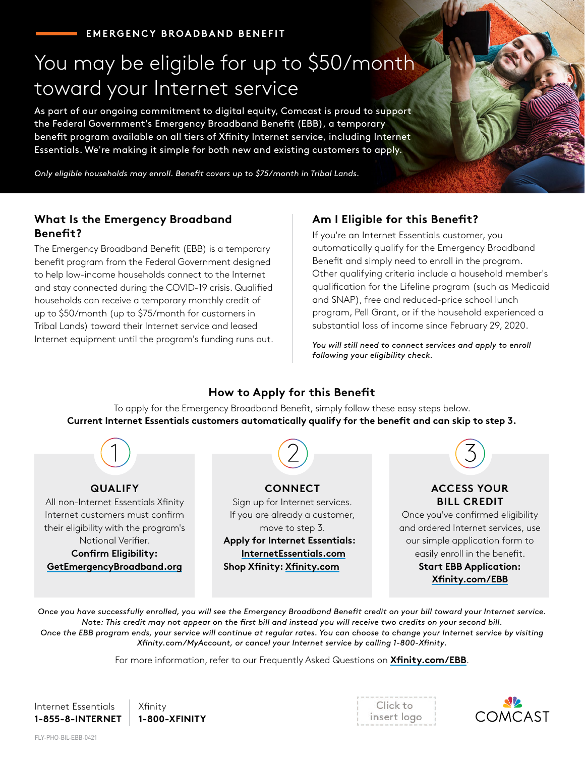EMERGENCY BROADBAND BENEFIT

# You may be eligible for up to $50/month toward your Internet service

As part of our ongoing commitment to digital equity, Comcast is proud to support the Federal Government's Emergency Broadband Benefit (EBB), a temporary benefit program available on all tiers of Xfinity Internet service, including Internet Essentials. We're making it simple for both new and existing customers to apply.

*Only eligible households may enroll. Benefit covers up to $75/month in Tribal Lands.*

## What Is the Emergency Broadband Benefit?

The Emergency Broadband Benefit (EBB) is a temporary benefit program from the Federal Government designed to help low-income households connect to the Internet and stay connected during the COVID-19 crisis. Qualified households can receive a temporary monthly credit of up to $50/month (up to $75/month for customers in Tribal Lands) toward their Internet service and leased Internet equipment until the program's funding runs out.

## Am I Eligible for this Benefit?

If you're an Internet Essentials customer, you automatically qualify for the Emergency Broadband Benefit and simply need to enroll in the program. Other qualifying criteria include a household member's qualification for the Lifeline program (such as Medicaid and SNAP), free and reduced-price school lunch program, Pell Grant, or if the household experienced a substantial loss of income since February 29, 2020.

*You will still need to connect services and apply to enroll following your eligibility check.*

## How to Apply for this Benefit

To apply for the Emergency Broadband Benefit, simply follow these easy steps below.

**Current Internet Essentials customers automatically qualify for the benefit and can skip to step 3.**

### 1 QUALIFY

All non-Internet Essentials Xfinity Internet customers must confirm their eligibility with the program's National Verifier.

**Confirm Eligibility:**
**GetEmergencyBroadband.org**

### 2 CONNECT

Sign up for Internet services. If you are already a customer, move to step 3.

**Apply for Internet Essentials:**
**InternetEssentials.com**

**Shop Xfinity: Xfinity.com**

### 3 ACCESS YOUR BILL CREDIT

Once you've confirmed eligibility and ordered Internet services, use our simple application form to easily enroll in the benefit.

**Start EBB Application:**
**Xfinity.com/EBB**

*Once you have successfully enrolled, you will see the Emergency Broadband Benefit credit on your bill toward your Internet service. Note: This credit may not appear on the first bill and instead you will receive two credits on your second bill. Once the EBB program ends, your service will continue at regular rates. You can choose to change your Internet service by visiting Xfinity.com/MyAccount, or cancel your Internet service by calling 1-800-Xfinity.*

For more information, refer to our Frequently Asked Questions on **Xfinity.com/EBB**.

Internet Essentials
**1-855-8-INTERNET**

Xfinity
**1-800-XFINITY**

Click to insert logo

COMCAST

FLY-PHO-BIL-EBB-0421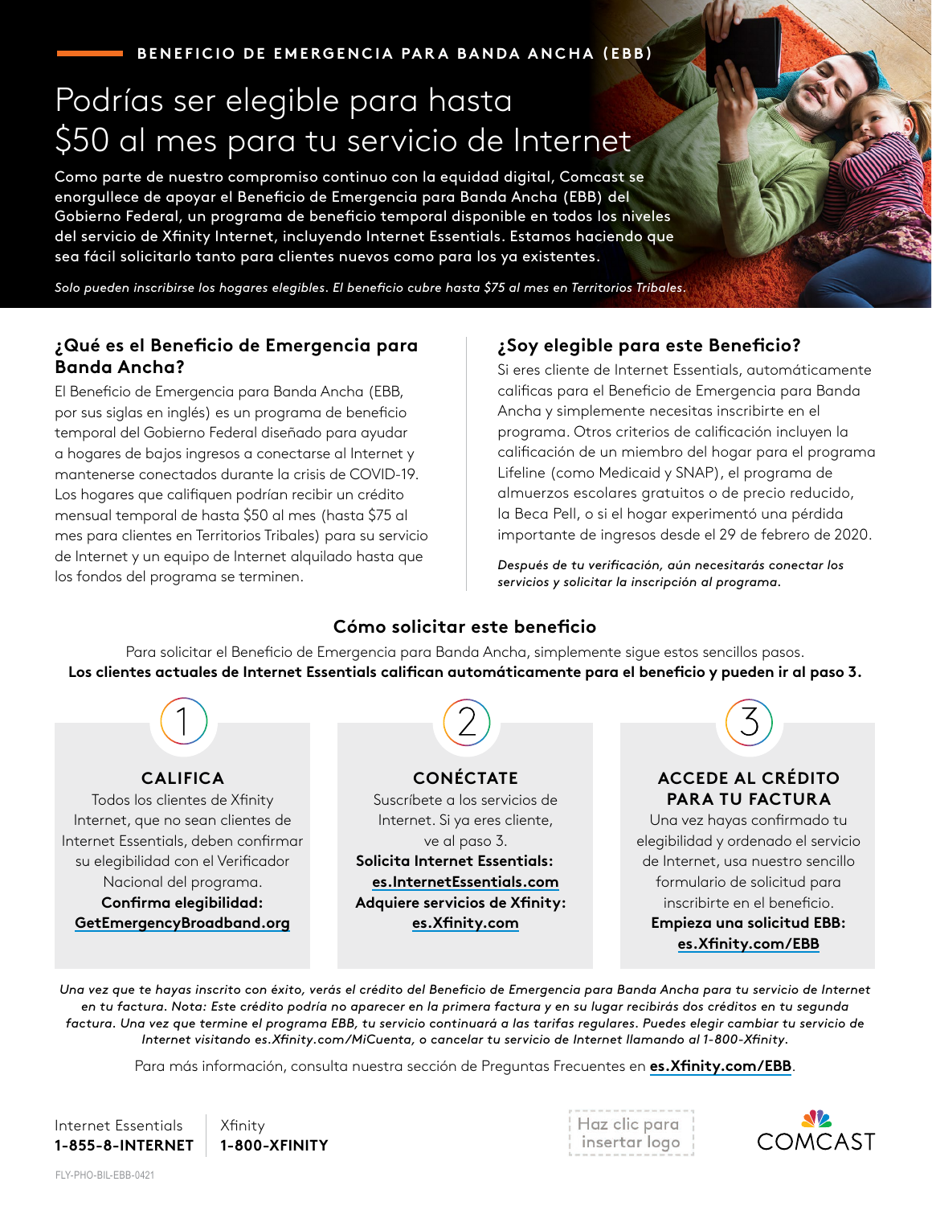BENEFICIO DE EMERGENCIA PARA BANDA ANCHA (EBB)

# Podrías ser elegible para hasta $50 al mes para tu servicio de Internet

Como parte de nuestro compromiso continuo con la equidad digital, Comcast se enorgullece de apoyar el Beneficio de Emergencia para Banda Ancha (EBB) del Gobierno Federal, un programa de beneficio temporal disponible en todos los niveles del servicio de Xfinity Internet, incluyendo Internet Essentials. Estamos haciendo que sea fácil solicitarlo tanto para clientes nuevos como para los ya existentes.

*Solo pueden inscribirse los hogares elegibles. El beneficio cubre hasta $75 al mes en Territorios Tribales.*

## ¿Qué es el Beneficio de Emergencia para Banda Ancha?

El Beneficio de Emergencia para Banda Ancha (EBB, por sus siglas en inglés) es un programa de beneficio temporal del Gobierno Federal diseñado para ayudar a hogares de bajos ingresos a conectarse al Internet y mantenerse conectados durante la crisis de COVID-19. Los hogares que califiquen podrían recibir un crédito mensual temporal de hasta $50 al mes (hasta $75 al mes para clientes en Territorios Tribales) para su servicio de Internet y un equipo de Internet alquilado hasta que los fondos del programa se terminen.

## ¿Soy elegible para este Beneficio?

Si eres cliente de Internet Essentials, automáticamente calificas para el Beneficio de Emergencia para Banda Ancha y simplemente necesitas inscribirte en el programa. Otros criterios de calificación incluyen la calificación de un miembro del hogar para el programa Lifeline (como Medicaid y SNAP), el programa de almuerzos escolares gratuitos o de precio reducido, la Beca Pell, o si el hogar experimentó una pérdida importante de ingresos desde el 29 de febrero de 2020.

*Después de tu verificación, aún necesitarás conectar los servicios y solicitar la inscripción al programa.*

## Cómo solicitar este beneficio

Para solicitar el Beneficio de Emergencia para Banda Ancha, simplemente sigue estos sencillos pasos.

**Los clientes actuales de Internet Essentials califican automáticamente para el beneficio y pueden ir al paso 3.**

### 1 CALIFICA

Todos los clientes de Xfinity Internet, que no sean clientes de Internet Essentials, deben confirmar su elegibilidad con el Verificador Nacional del programa.

**Confirma elegibilidad:**
**GetEmergencyBroadband.org**

### 2 CONÉCTATE

Suscríbete a los servicios de Internet. Si ya eres cliente, ve al paso 3.

**Solicita Internet Essentials:**
**es.InternetEssentials.com**

**Adquiere servicios de Xfinity:**
**es.Xfinity.com**

### 3 ACCEDE AL CRÉDITO PARA TU FACTURA

Una vez hayas confirmado tu elegibilidad y ordenado el servicio de Internet, usa nuestro sencillo formulario de solicitud para inscribirte en el beneficio.

**Empieza una solicitud EBB:**
**es.Xfinity.com/EBB**

*Una vez que te hayas inscrito con éxito, verás el crédito del Beneficio de Emergencia para Banda Ancha para tu servicio de Internet en tu factura. Nota: Este crédito podría no aparecer en la primera factura y en su lugar recibirás dos créditos en tu segunda factura. Una vez que termine el programa EBB, tu servicio continuará a las tarifas regulares. Puedes elegir cambiar tu servicio de Internet visitando es.Xfinity.com/MiCuenta, o cancelar tu servicio de Internet llamando al 1-800-Xfinity.*

Para más información, consulta nuestra sección de Preguntas Frecuentes en **es.Xfinity.com/EBB**.

Internet Essentials
**1-855-8-INTERNET**

Xfinity
**1-800-XFINITY**

Haz clic para insertar logo

COMCAST

FLY-PHO-BIL-EBB-0421